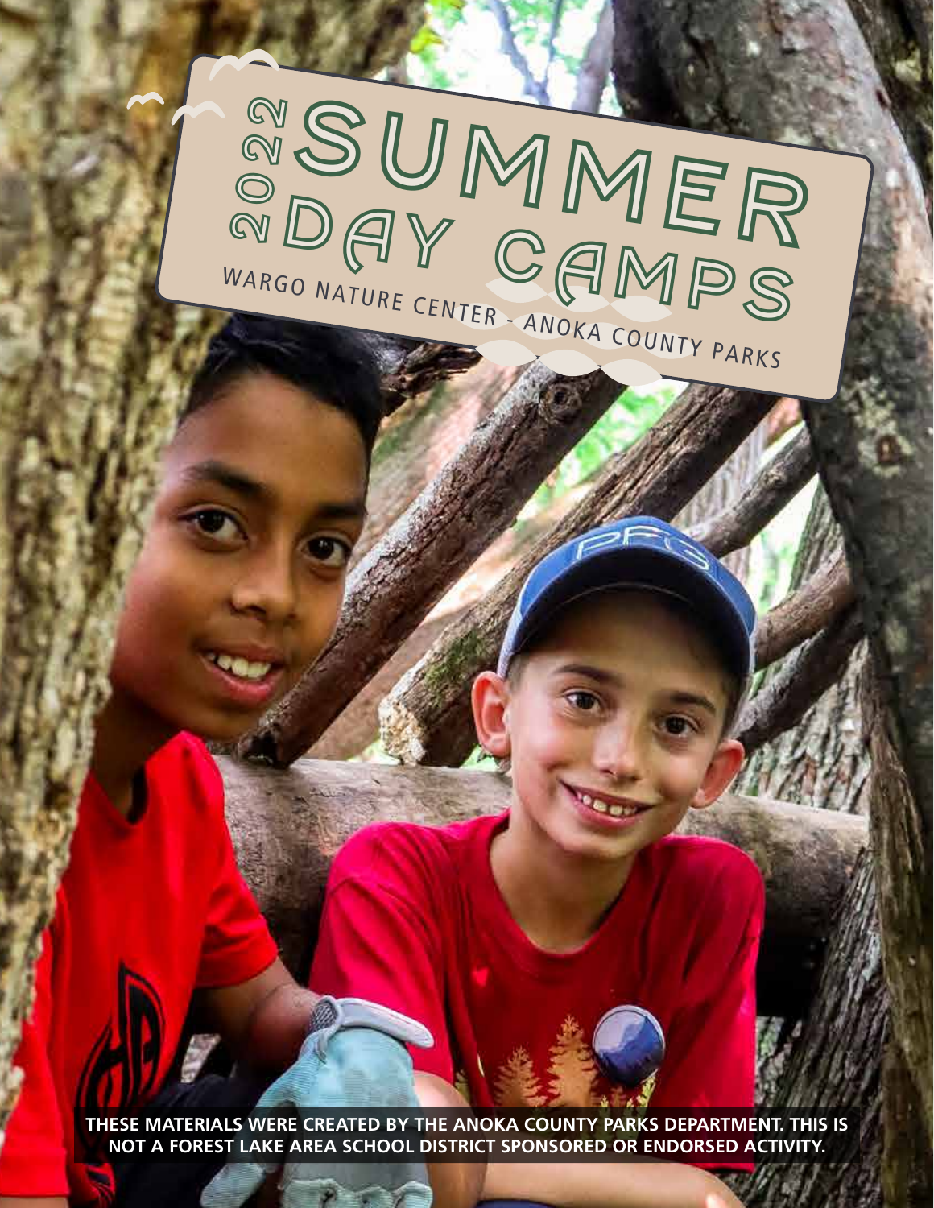# 2022 SUMMER DAY CAMPS

WARGO NATURE CENTER - ANOKA COUNTY PARKS

**THESE MATERIALS WERE CREATED BY THE ANOKA COUNTY PARKS DEPARTMENT. THIS IS NOT A FOREST LAKE AREA SCHOOL DISTRICT SPONSORED OR ENDORSED ACTIVITY.**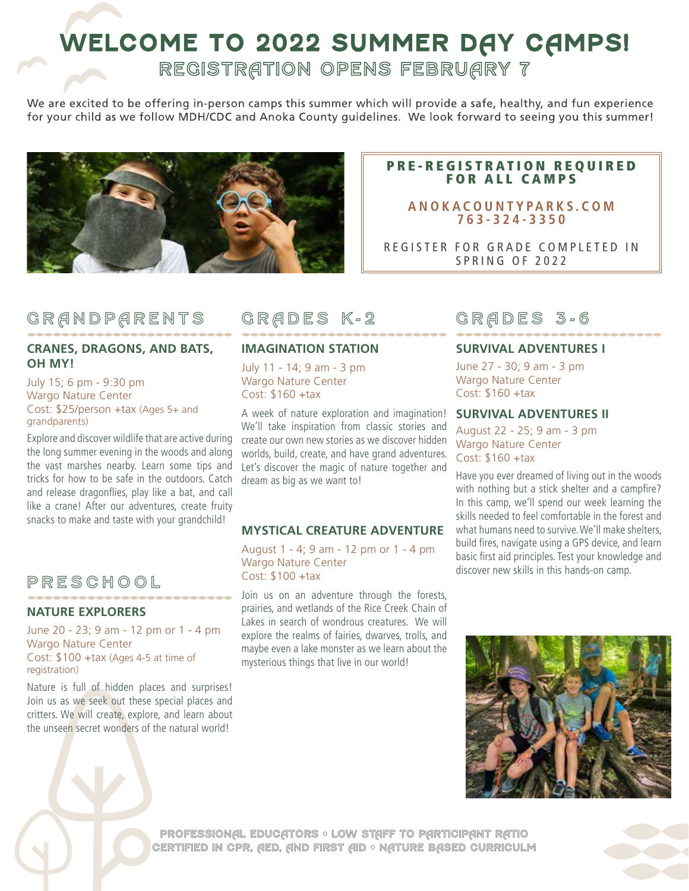# WELCOME TO 2022 SUMMER DAY CAMPS!

## REGISTRATION OPENS FEBRUARY 7

We are excited to be offering in-person camps this summer which will provide a safe, healthy, and fun experience for your child as we follow MDH/CDC and Anoka County guidelines. We look forward to seeing you this summer!

**PRE-REGISTRATION REQUIRED FOR ALL CAMPS**

**ANOKACOUNTYPARKS.COM**
**763-324-3350**

REGISTER FOR GRADE COMPLETED IN SPRING OF 2022

## GRANDPARENTS

### CRANES, DRAGONS, AND BATS, OH MY!

July 15; 6 pm - 9:30 pm
Wargo Nature Center
Cost: $25/person +tax (Ages 5+ and grandparents)

Explore and discover wildlife that are active during the long summer evening in the woods and along the vast marshes nearby. Learn some tips and tricks for how to be safe in the outdoors. Catch and release dragonflies, play like a bat, and call like a crane! After our adventures, create fruity snacks to make and taste with your grandchild!

## PRESCHOOL

### NATURE EXPLORERS

June 20 - 23; 9 am - 12 pm or 1 - 4 pm
Wargo Nature Center
Cost: $100 +tax (Ages 4-5 at time of registration)

Nature is full of hidden places and surprises! Join us as we seek out these special places and critters. We will create, explore, and learn about the unseen secret wonders of the natural world!

## GRADES K-2

### IMAGINATION STATION

July 11 - 14; 9 am - 3 pm
Wargo Nature Center
Cost: $160 +tax

A week of nature exploration and imagination! We'll take inspiration from classic stories and create our own new stories as we discover hidden worlds, build, create, and have grand adventures. Let's discover the magic of nature together and dream as big as we want to!

### MYSTICAL CREATURE ADVENTURE

August 1 - 4; 9 am - 12 pm or 1 - 4 pm
Wargo Nature Center
Cost: $100 +tax

Join us on an adventure through the forests, prairies, and wetlands of the Rice Creek Chain of Lakes in search of wondrous creatures. We will explore the realms of fairies, dwarves, trolls, and maybe even a lake monster as we learn about the mysterious things that live in our world!

## GRADES 3-6

### SURVIVAL ADVENTURES I

June 27 - 30; 9 am - 3 pm
Wargo Nature Center
Cost: $160 +tax

### SURVIVAL ADVENTURES II

August 22 - 25; 9 am - 3 pm
Wargo Nature Center
Cost: $160 +tax

Have you ever dreamed of living out in the woods with nothing but a stick shelter and a campfire? In this camp, we'll spend our week learning the skills needed to feel comfortable in the forest and what humans need to survive. We'll make shelters, build fires, navigate using a GPS device, and learn basic first aid principles. Test your knowledge and discover new skills in this hands-on camp.

PROFESSIONAL EDUCATORS ◦ LOW STAFF TO PARTICIPANT RATIO
CERTIFIED IN CPR, AED, AND FIRST AID ◦ NATURE BASED CURRICULM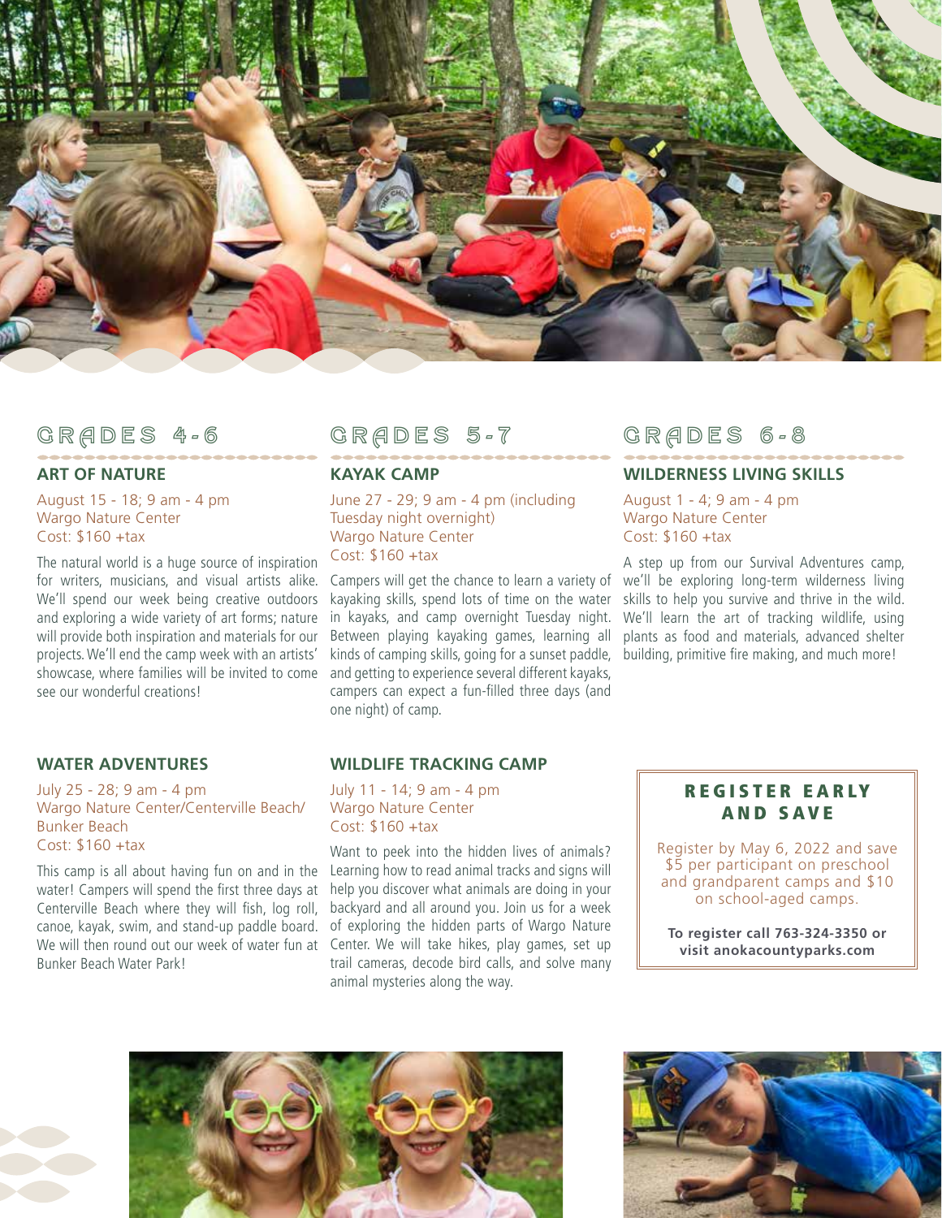## GRADES 4-6

### ART OF NATURE

August 15 - 18; 9 am - 4 pm
Wargo Nature Center
Cost: $160 +tax

The natural world is a huge source of inspiration for writers, musicians, and visual artists alike. We'll spend our week being creative outdoors and exploring a wide variety of art forms; nature will provide both inspiration and materials for our projects. We'll end the camp week with an artists' showcase, where families will be invited to come see our wonderful creations!

### WATER ADVENTURES

July 25 - 28; 9 am - 4 pm
Wargo Nature Center/Centerville Beach/ Bunker Beach
Cost: $160 +tax

This camp is all about having fun on and in the water! Campers will spend the first three days at Centerville Beach where they will fish, log roll, canoe, kayak, swim, and stand-up paddle board. We will then round out our week of water fun at Bunker Beach Water Park!

## GRADES 5-7

### KAYAK CAMP

June 27 - 29; 9 am - 4 pm (including Tuesday night overnight)
Wargo Nature Center
Cost: $160 +tax

Campers will get the chance to learn a variety of kayaking skills, spend lots of time on the water in kayaks, and camp overnight Tuesday night. Between playing kayaking games, learning all kinds of camping skills, going for a sunset paddle, and getting to experience several different kayaks, campers can expect a fun-filled three days (and one night) of camp.

### WILDLIFE TRACKING CAMP

July 11 - 14; 9 am - 4 pm
Wargo Nature Center
Cost: $160 +tax

Want to peek into the hidden lives of animals? Learning how to read animal tracks and signs will help you discover what animals are doing in your backyard and all around you. Join us for a week of exploring the hidden parts of Wargo Nature Center. We will take hikes, play games, set up trail cameras, decode bird calls, and solve many animal mysteries along the way.

## GRADES 6-8

### WILDERNESS LIVING SKILLS

August 1 - 4; 9 am - 4 pm
Wargo Nature Center
Cost: $160 +tax

A step up from our Survival Adventures camp, we'll be exploring long-term wilderness living skills to help you survive and thrive in the wild. We'll learn the art of tracking wildlife, using plants as food and materials, advanced shelter building, primitive fire making, and much more!

### REGISTER EARLY AND SAVE

Register by May 6, 2022 and save $5 per participant on preschool and grandparent camps and $10 on school-aged camps.

**To register call 763-324-3350 or visit anokacountyparks.com**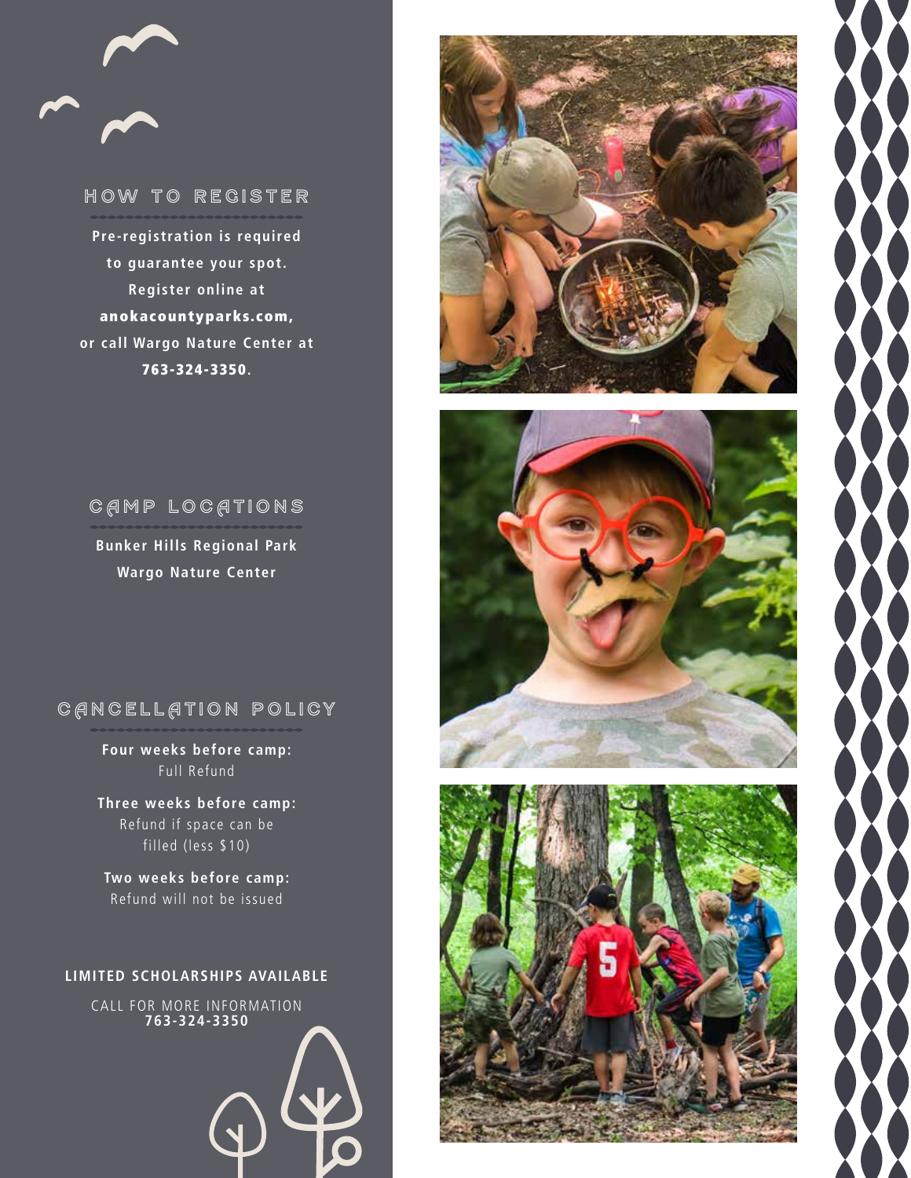## HOW TO REGISTER

**Pre-registration is required to guarantee your spot. Register online at anokacountyparks.com, or call Wargo Nature Center at 763-324-3350.**

## CAMP LOCATIONS

**Bunker Hills Regional Park**
**Wargo Nature Center**

## CANCELLATION POLICY

**Four weeks before camp:**
Full Refund

**Three weeks before camp:**
Refund if space can be filled (less $10)

**Two weeks before camp:**
Refund will not be issued

**LIMITED SCHOLARSHIPS AVAILABLE**

CALL FOR MORE INFORMATION
**763-324-3350**